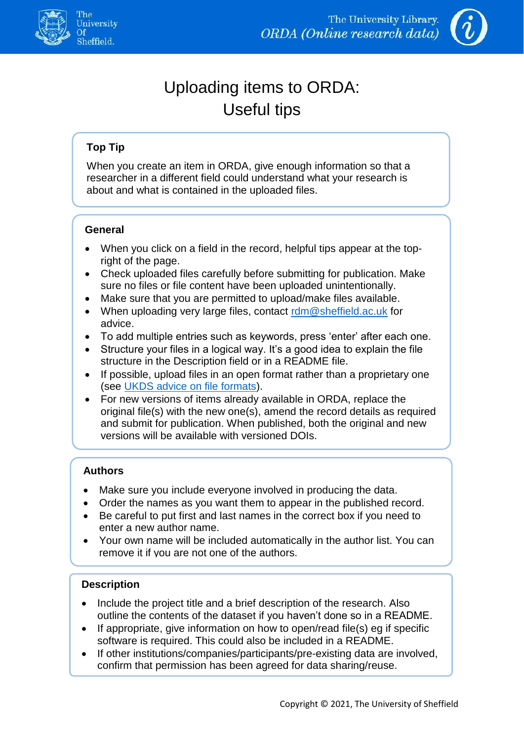# Uploading items to ORDA: Useful tips

## Top Tip

When you create an item in ORDA, give enough information so that a researcher in a different field could understand what your research is about and what is contained in the uploaded files.

## General

- When you click on a field in the record, helpful tips appear at the top-right of the page.
- Check uploaded files carefully before submitting for publication. Make sure no files or file content have been uploaded unintentionally.
- Make sure that you are permitted to upload/make files available.
- When uploading very large files, contact rdm@sheffield.ac.uk for advice.
- To add multiple entries such as keywords, press 'enter' after each one.
- Structure your files in a logical way. It's a good idea to explain the file structure in the Description field or in a README file.
- If possible, upload files in an open format rather than a proprietary one (see UKDS advice on file formats).
- For new versions of items already available in ORDA, replace the original file(s) with the new one(s), amend the record details as required and submit for publication. When published, both the original and new versions will be available with versioned DOIs.

## Authors

- Make sure you include everyone involved in producing the data.
- Order the names as you want them to appear in the published record.
- Be careful to put first and last names in the correct box if you need to enter a new author name.
- Your own name will be included automatically in the author list. You can remove it if you are not one of the authors.

## Description

- Include the project title and a brief description of the research. Also outline the contents of the dataset if you haven't done so in a README.
- If appropriate, give information on how to open/read file(s) eg if specific software is required. This could also be included in a README.
- If other institutions/companies/participants/pre-existing data are involved, confirm that permission has been agreed for data sharing/reuse.

Copyright © 2021, The University of Sheffield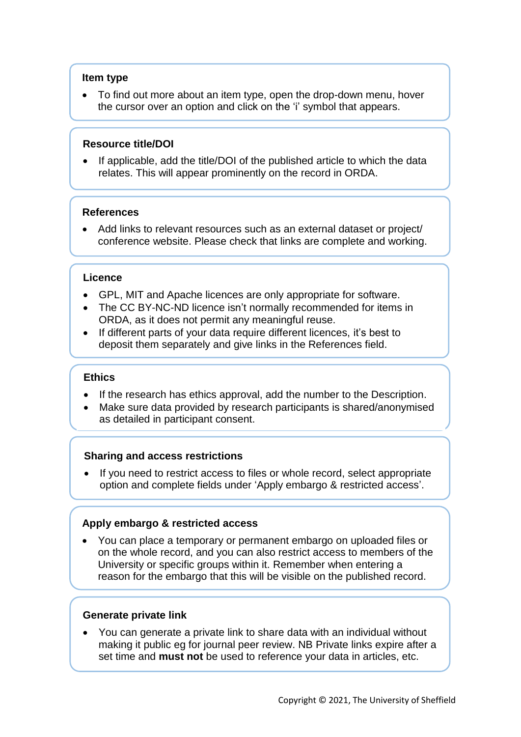### Item type

- To find out more about an item type, open the drop-down menu, hover the cursor over an option and click on the 'i' symbol that appears.

### Resource title/DOI

- If applicable, add the title/DOI of the published article to which the data relates. This will appear prominently on the record in ORDA.

### References

- Add links to relevant resources such as an external dataset or project/ conference website. Please check that links are complete and working.

### Licence

- GPL, MIT and Apache licences are only appropriate for software.
- The CC BY-NC-ND licence isn't normally recommended for items in ORDA, as it does not permit any meaningful reuse.
- If different parts of your data require different licences, it's best to deposit them separately and give links in the References field.

### Ethics

- If the research has ethics approval, add the number to the Description.
- Make sure data provided by research participants is shared/anonymised as detailed in participant consent.

### Sharing and access restrictions

- If you need to restrict access to files or whole record, select appropriate option and complete fields under 'Apply embargo & restricted access'.

### Apply embargo & restricted access

- You can place a temporary or permanent embargo on uploaded files or on the whole record, and you can also restrict access to members of the University or specific groups within it. Remember when entering a reason for the embargo that this will be visible on the published record.

### Generate private link

- You can generate a private link to share data with an individual without making it public eg for journal peer review. NB Private links expire after a set time and **must not** be used to reference your data in articles, etc.

Copyright © 2021, The University of Sheffield